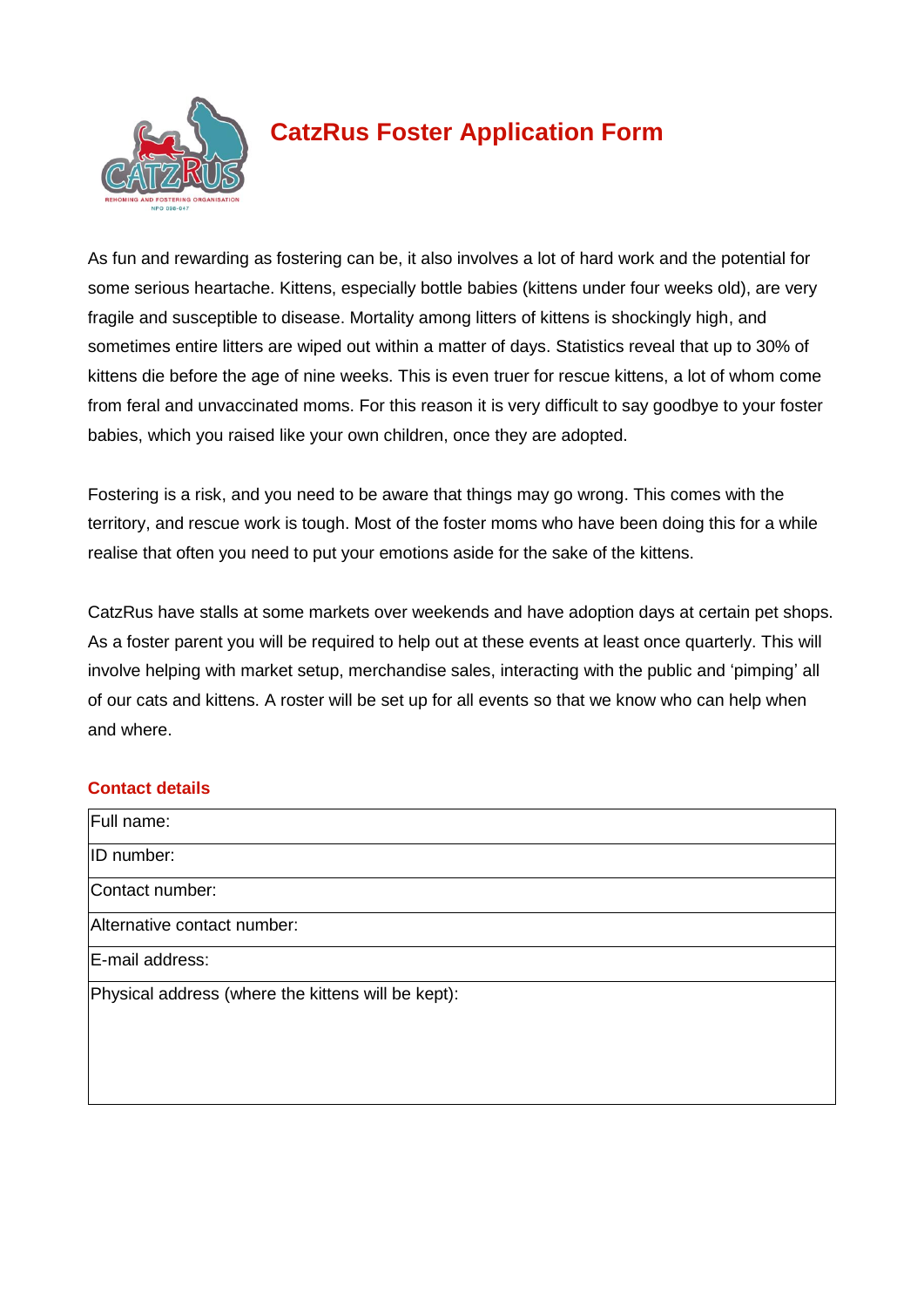# CatzRus Foster Application Form

As fun and rewarding as fostering can be, it also involves a lot of hard work and the potential for some serious heartache. Kittens, especially bottle babies (kittens under four weeks old), are very fragile and susceptible to disease. Mortality among litters of kittens is shockingly high, and sometimes entire litters are wiped out within a matter of days. Statistics reveal that up to 30% of kittens die before the age of nine weeks. This is even truer for rescue kittens, a lot of whom come from feral and unvaccinated moms. For this reason it is very difficult to say goodbye to your foster babies, which you raised like your own children, once they are adopted.

Fostering is a risk, and you need to be aware that things may go wrong. This comes with the territory, and rescue work is tough. Most of the foster moms who have been doing this for a while realise that often you need to put your emotions aside for the sake of the kittens.

CatzRus have stalls at some markets over weekends and have adoption days at certain pet shops. As a foster parent you will be required to help out at these events at least once quarterly. This will involve helping with market setup, merchandise sales, interacting with the public and 'pimping' all of our cats and kittens. A roster will be set up for all events so that we know who can help when and where.

## Contact details

| Full name: |
|---|
| ID number: |
| Contact number: |
| Alternative contact number: |
| E-mail address: |
| Physical address (where the kittens will be kept): |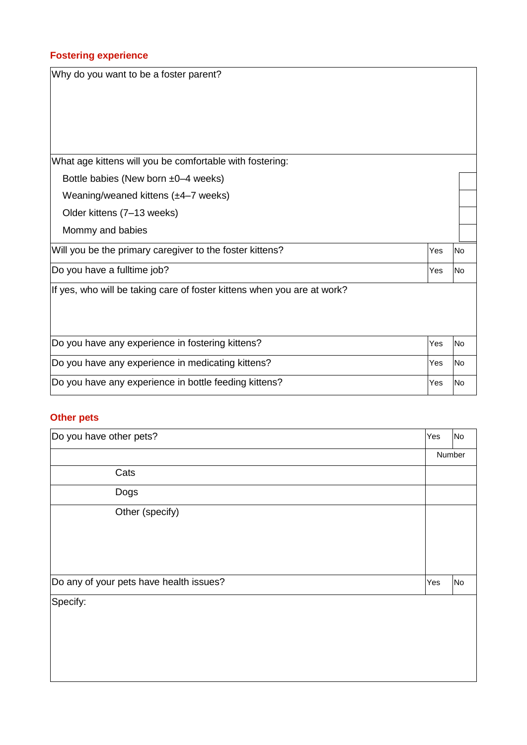## Fostering experience

| Why do you want to be a foster parent? | | |
|---|---|---|
| | | |
| **What age kittens will you be comfortable with fostering:** | | |
| Bottle babies (New born ±0–4 weeks) | | |
| Weaning/weaned kittens (±4–7 weeks) | | |
| Older kittens (7–13 weeks) | | |
| Mommy and babies | | |
| Will you be the primary caregiver to the foster kittens? | Yes | No |
| Do you have a fulltime job? | Yes | No |
| If yes, who will be taking care of foster kittens when you are at work? | | |
| Do you have any experience in fostering kittens? | Yes | No |
| Do you have any experience in medicating kittens? | Yes | No |
| Do you have any experience in bottle feeding kittens? | Yes | No |

## Other pets

| Do you have other pets? | Yes | No |
|---|---|---|
| | Number | |
| Cats | | |
| Dogs | | |
| Other (specify) | | |
| Do any of your pets have health issues? | Yes | No |
| Specify: | | |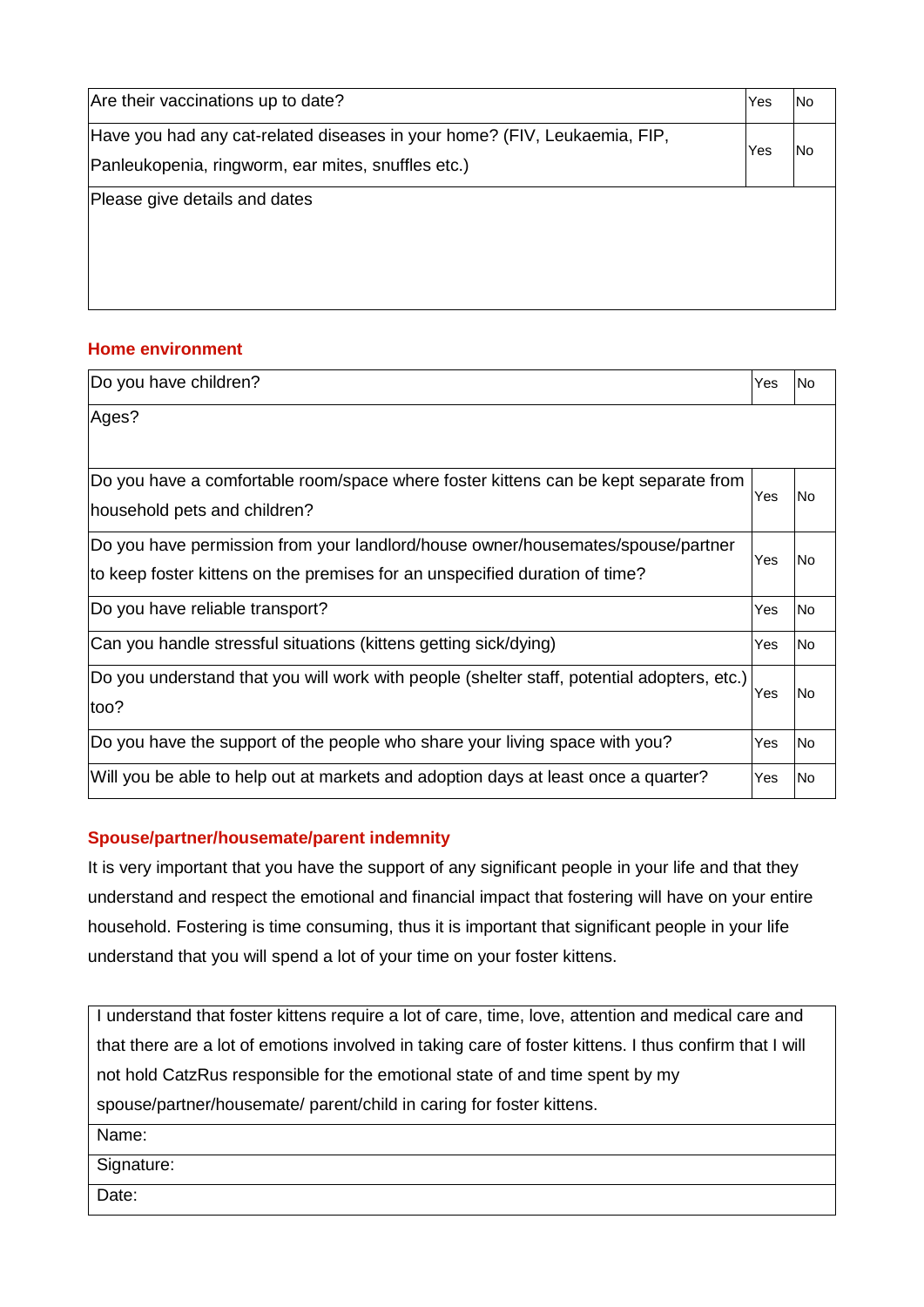| | | |
|---|---|---|
| Are their vaccinations up to date? | Yes | No |
| Have you had any cat-related diseases in your home? (FIV, Leukaemia, FIP, Panleukopenia, ringworm, ear mites, snuffles etc.) | Yes | No |
| Please give details and dates | | |

## Home environment

| | | |
|---|---|---|
| Do you have children? | Yes | No |
| Ages? | | |
| Do you have a comfortable room/space where foster kittens can be kept separate from household pets and children? | Yes | No |
| Do you have permission from your landlord/house owner/housemates/spouse/partner to keep foster kittens on the premises for an unspecified duration of time? | Yes | No |
| Do you have reliable transport? | Yes | No |
| Can you handle stressful situations (kittens getting sick/dying) | Yes | No |
| Do you understand that you will work with people (shelter staff, potential adopters, etc.) too? | Yes | No |
| Do you have the support of the people who share your living space with you? | Yes | No |
| Will you be able to help out at markets and adoption days at least once a quarter? | Yes | No |

## Spouse/partner/housemate/parent indemnity

It is very important that you have the support of any significant people in your life and that they understand and respect the emotional and financial impact that fostering will have on your entire household. Fostering is time consuming, thus it is important that significant people in your life understand that you will spend a lot of your time on your foster kittens.

| |
|---|
| I understand that foster kittens require a lot of care, time, love, attention and medical care and that there are a lot of emotions involved in taking care of foster kittens. I thus confirm that I will not hold CatzRus responsible for the emotional state of and time spent by my spouse/partner/housemate/ parent/child in caring for foster kittens. |
| Name: |
| Signature: |
| Date: |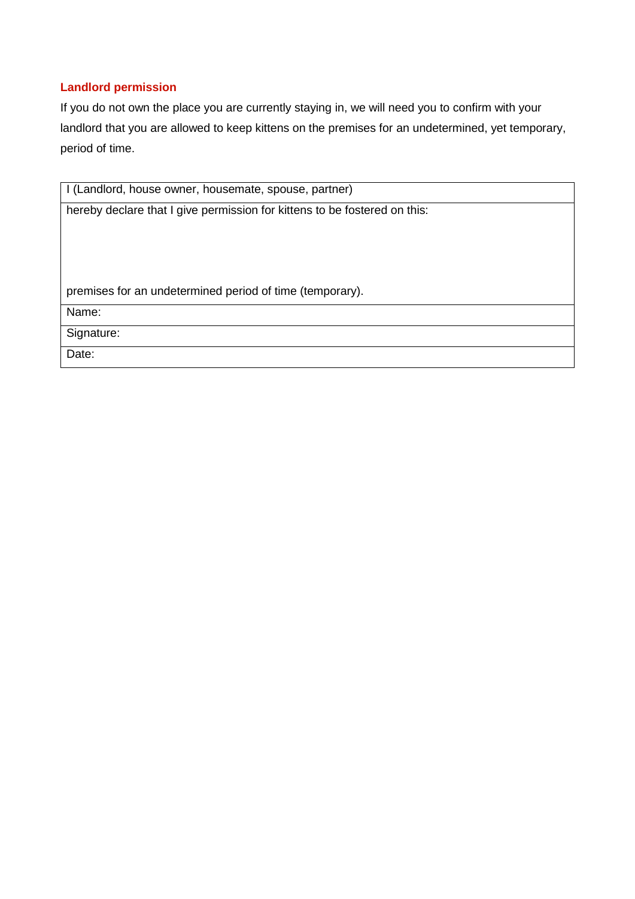**Landlord permission**

If you do not own the place you are currently staying in, we will need you to confirm with your landlord that you are allowed to keep kittens on the premises for an undetermined, yet temporary, period of time.

| |
|---|
| I (Landlord, house owner, housemate, spouse, partner) |
| hereby declare that I give permission for kittens to be fostered on this:<br><br><br><br>premises for an undetermined period of time (temporary). |
| Name: |
| Signature: |
| Date: |